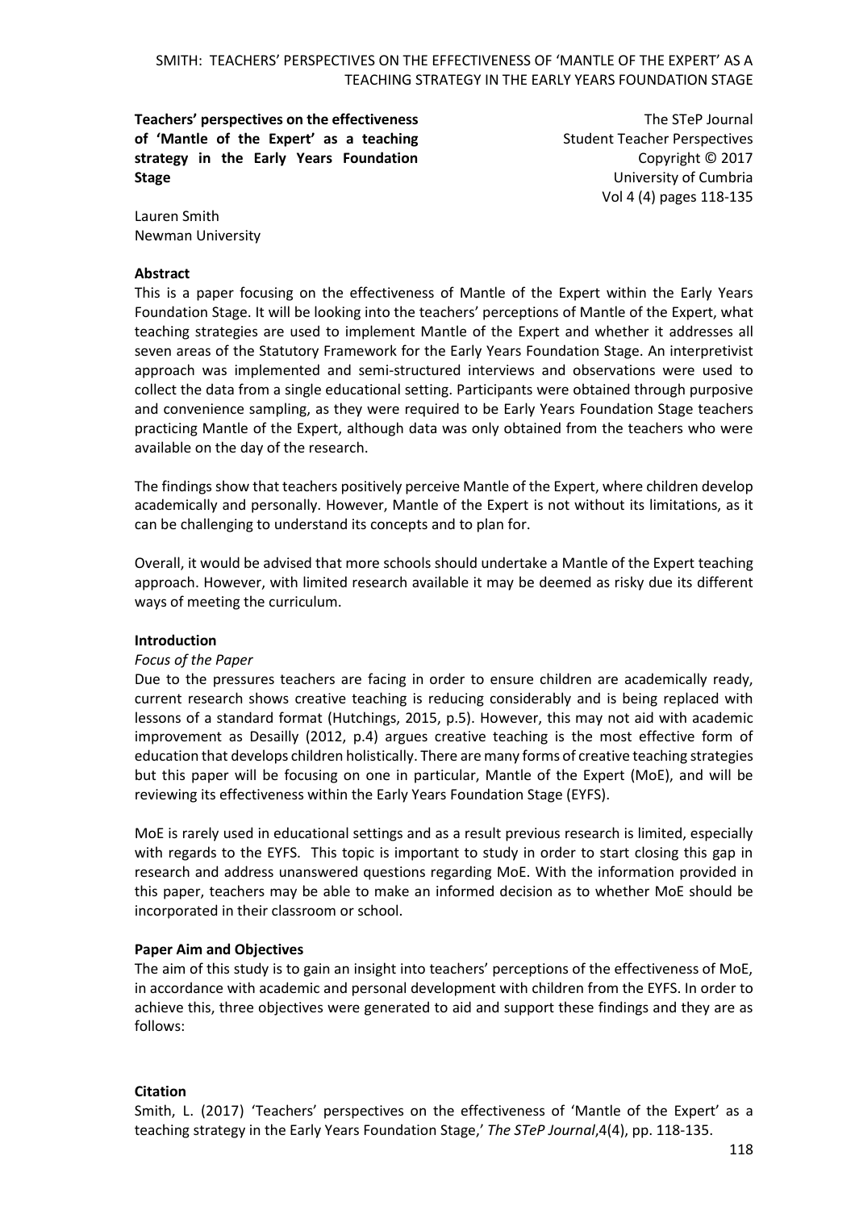# Teachers' perspectives on the effectiveness of 'Mantle of the Expert' as a teaching strategy in the Early Years Foundation Stage

The STeP Journal
Student Teacher Perspectives
Copyright © 2017
University of Cumbria
Vol 4 (4) pages 118-135

Lauren Smith
Newman University

## Abstract

This is a paper focusing on the effectiveness of Mantle of the Expert within the Early Years Foundation Stage. It will be looking into the teachers' perceptions of Mantle of the Expert, what teaching strategies are used to implement Mantle of the Expert and whether it addresses all seven areas of the Statutory Framework for the Early Years Foundation Stage. An interpretivist approach was implemented and semi-structured interviews and observations were used to collect the data from a single educational setting. Participants were obtained through purposive and convenience sampling, as they were required to be Early Years Foundation Stage teachers practicing Mantle of the Expert, although data was only obtained from the teachers who were available on the day of the research.

The findings show that teachers positively perceive Mantle of the Expert, where children develop academically and personally. However, Mantle of the Expert is not without its limitations, as it can be challenging to understand its concepts and to plan for.

Overall, it would be advised that more schools should undertake a Mantle of the Expert teaching approach. However, with limited research available it may be deemed as risky due its different ways of meeting the curriculum.

## Introduction

### *Focus of the Paper*

Due to the pressures teachers are facing in order to ensure children are academically ready, current research shows creative teaching is reducing considerably and is being replaced with lessons of a standard format (Hutchings, 2015, p.5). However, this may not aid with academic improvement as Desailly (2012, p.4) argues creative teaching is the most effective form of education that develops children holistically. There are many forms of creative teaching strategies but this paper will be focusing on one in particular, Mantle of the Expert (MoE), and will be reviewing its effectiveness within the Early Years Foundation Stage (EYFS).

MoE is rarely used in educational settings and as a result previous research is limited, especially with regards to the EYFS. This topic is important to study in order to start closing this gap in research and address unanswered questions regarding MoE. With the information provided in this paper, teachers may be able to make an informed decision as to whether MoE should be incorporated in their classroom or school.

## Paper Aim and Objectives

The aim of this study is to gain an insight into teachers' perceptions of the effectiveness of MoE, in accordance with academic and personal development with children from the EYFS. In order to achieve this, three objectives were generated to aid and support these findings and they are as follows:

**Citation**

Smith, L. (2017) 'Teachers' perspectives on the effectiveness of 'Mantle of the Expert' as a teaching strategy in the Early Years Foundation Stage,' *The STeP Journal*,4(4), pp. 118-135.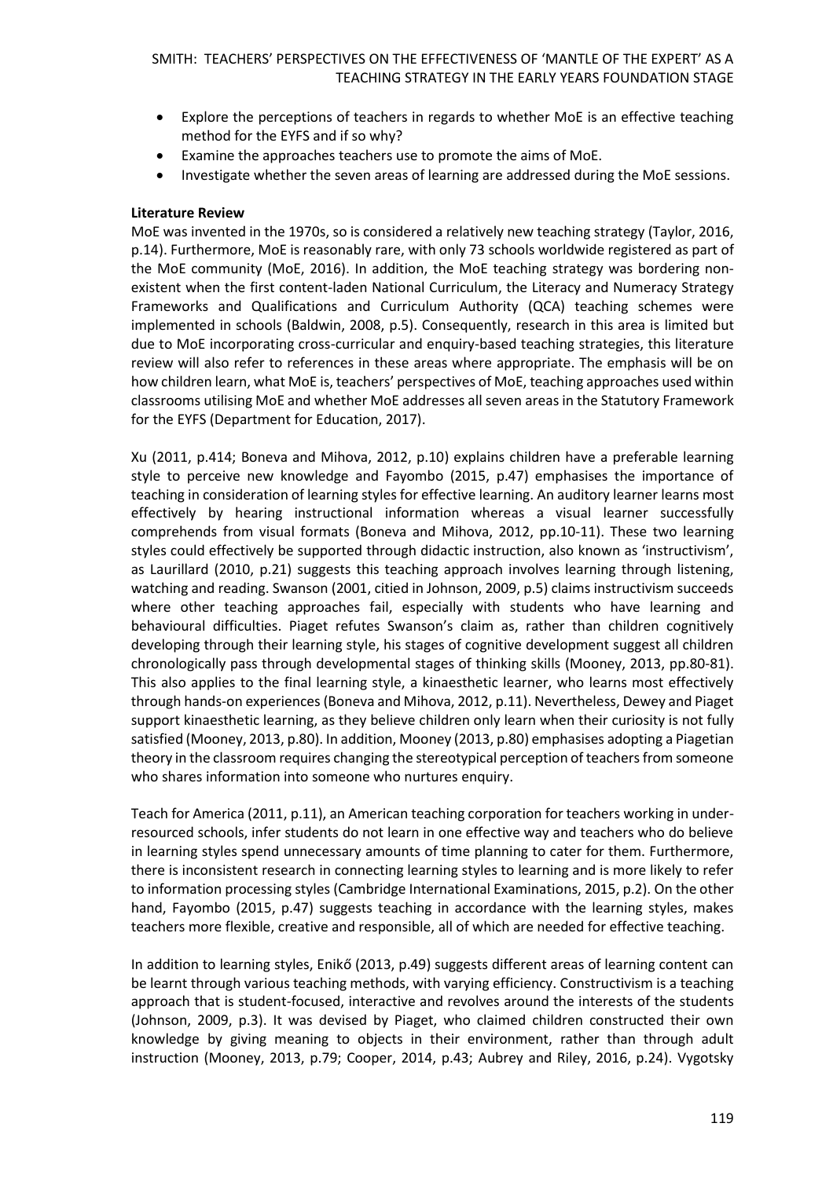- Explore the perceptions of teachers in regards to whether MoE is an effective teaching method for the EYFS and if so why?
- Examine the approaches teachers use to promote the aims of MoE.
- Investigate whether the seven areas of learning are addressed during the MoE sessions.

**Literature Review**

MoE was invented in the 1970s, so is considered a relatively new teaching strategy (Taylor, 2016, p.14). Furthermore, MoE is reasonably rare, with only 73 schools worldwide registered as part of the MoE community (MoE, 2016). In addition, the MoE teaching strategy was bordering non-existent when the first content-laden National Curriculum, the Literacy and Numeracy Strategy Frameworks and Qualifications and Curriculum Authority (QCA) teaching schemes were implemented in schools (Baldwin, 2008, p.5). Consequently, research in this area is limited but due to MoE incorporating cross-curricular and enquiry-based teaching strategies, this literature review will also refer to references in these areas where appropriate. The emphasis will be on how children learn, what MoE is, teachers' perspectives of MoE, teaching approaches used within classrooms utilising MoE and whether MoE addresses all seven areas in the Statutory Framework for the EYFS (Department for Education, 2017).

Xu (2011, p.414; Boneva and Mihova, 2012, p.10) explains children have a preferable learning style to perceive new knowledge and Fayombo (2015, p.47) emphasises the importance of teaching in consideration of learning styles for effective learning. An auditory learner learns most effectively by hearing instructional information whereas a visual learner successfully comprehends from visual formats (Boneva and Mihova, 2012, pp.10-11). These two learning styles could effectively be supported through didactic instruction, also known as 'instructivism', as Laurillard (2010, p.21) suggests this teaching approach involves learning through listening, watching and reading. Swanson (2001, citied in Johnson, 2009, p.5) claims instructivism succeeds where other teaching approaches fail, especially with students who have learning and behavioural difficulties. Piaget refutes Swanson's claim as, rather than children cognitively developing through their learning style, his stages of cognitive development suggest all children chronologically pass through developmental stages of thinking skills (Mooney, 2013, pp.80-81). This also applies to the final learning style, a kinaesthetic learner, who learns most effectively through hands-on experiences (Boneva and Mihova, 2012, p.11). Nevertheless, Dewey and Piaget support kinaesthetic learning, as they believe children only learn when their curiosity is not fully satisfied (Mooney, 2013, p.80). In addition, Mooney (2013, p.80) emphasises adopting a Piagetian theory in the classroom requires changing the stereotypical perception of teachers from someone who shares information into someone who nurtures enquiry.

Teach for America (2011, p.11), an American teaching corporation for teachers working in under-resourced schools, infer students do not learn in one effective way and teachers who do believe in learning styles spend unnecessary amounts of time planning to cater for them. Furthermore, there is inconsistent research in connecting learning styles to learning and is more likely to refer to information processing styles (Cambridge International Examinations, 2015, p.2). On the other hand, Fayombo (2015, p.47) suggests teaching in accordance with the learning styles, makes teachers more flexible, creative and responsible, all of which are needed for effective teaching.

In addition to learning styles, Enikő (2013, p.49) suggests different areas of learning content can be learnt through various teaching methods, with varying efficiency. Constructivism is a teaching approach that is student-focused, interactive and revolves around the interests of the students (Johnson, 2009, p.3). It was devised by Piaget, who claimed children constructed their own knowledge by giving meaning to objects in their environment, rather than through adult instruction (Mooney, 2013, p.79; Cooper, 2014, p.43; Aubrey and Riley, 2016, p.24). Vygotsky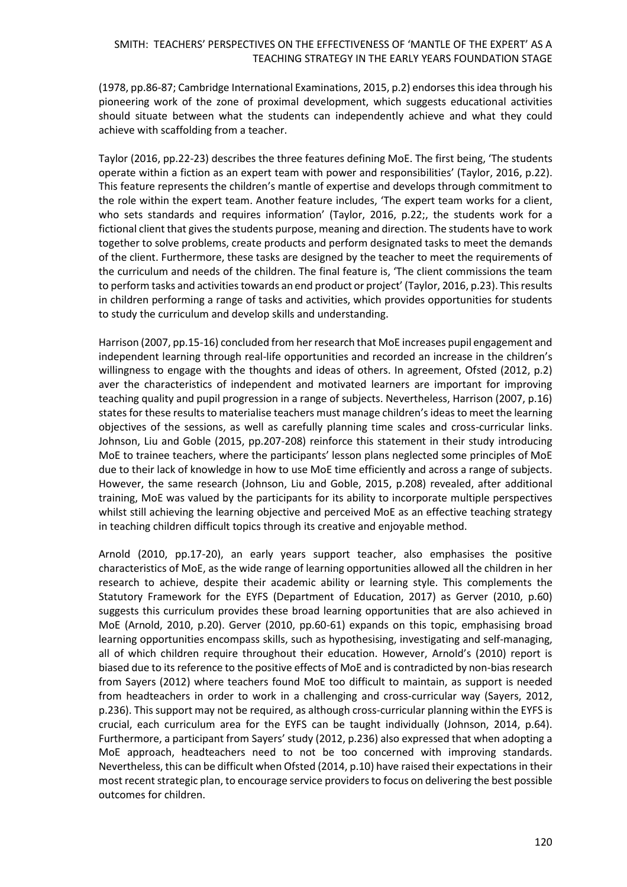(1978, pp.86-87; Cambridge International Examinations, 2015, p.2) endorses this idea through his pioneering work of the zone of proximal development, which suggests educational activities should situate between what the students can independently achieve and what they could achieve with scaffolding from a teacher.

Taylor (2016, pp.22-23) describes the three features defining MoE. The first being, 'The students operate within a fiction as an expert team with power and responsibilities' (Taylor, 2016, p.22). This feature represents the children's mantle of expertise and develops through commitment to the role within the expert team. Another feature includes, 'The expert team works for a client, who sets standards and requires information' (Taylor, 2016, p.22;, the students work for a fictional client that gives the students purpose, meaning and direction. The students have to work together to solve problems, create products and perform designated tasks to meet the demands of the client. Furthermore, these tasks are designed by the teacher to meet the requirements of the curriculum and needs of the children. The final feature is, 'The client commissions the team to perform tasks and activities towards an end product or project' (Taylor, 2016, p.23). This results in children performing a range of tasks and activities, which provides opportunities for students to study the curriculum and develop skills and understanding.

Harrison (2007, pp.15-16) concluded from her research that MoE increases pupil engagement and independent learning through real-life opportunities and recorded an increase in the children's willingness to engage with the thoughts and ideas of others. In agreement, Ofsted (2012, p.2) aver the characteristics of independent and motivated learners are important for improving teaching quality and pupil progression in a range of subjects. Nevertheless, Harrison (2007, p.16) states for these results to materialise teachers must manage children's ideas to meet the learning objectives of the sessions, as well as carefully planning time scales and cross-curricular links. Johnson, Liu and Goble (2015, pp.207-208) reinforce this statement in their study introducing MoE to trainee teachers, where the participants' lesson plans neglected some principles of MoE due to their lack of knowledge in how to use MoE time efficiently and across a range of subjects. However, the same research (Johnson, Liu and Goble, 2015, p.208) revealed, after additional training, MoE was valued by the participants for its ability to incorporate multiple perspectives whilst still achieving the learning objective and perceived MoE as an effective teaching strategy in teaching children difficult topics through its creative and enjoyable method.

Arnold (2010, pp.17-20), an early years support teacher, also emphasises the positive characteristics of MoE, as the wide range of learning opportunities allowed all the children in her research to achieve, despite their academic ability or learning style. This complements the Statutory Framework for the EYFS (Department of Education, 2017) as Gerver (2010, p.60) suggests this curriculum provides these broad learning opportunities that are also achieved in MoE (Arnold, 2010, p.20). Gerver (2010, pp.60-61) expands on this topic, emphasising broad learning opportunities encompass skills, such as hypothesising, investigating and self-managing, all of which children require throughout their education. However, Arnold's (2010) report is biased due to its reference to the positive effects of MoE and is contradicted by non-bias research from Sayers (2012) where teachers found MoE too difficult to maintain, as support is needed from headteachers in order to work in a challenging and cross-curricular way (Sayers, 2012, p.236). This support may not be required, as although cross-curricular planning within the EYFS is crucial, each curriculum area for the EYFS can be taught individually (Johnson, 2014, p.64). Furthermore, a participant from Sayers' study (2012, p.236) also expressed that when adopting a MoE approach, headteachers need to not be too concerned with improving standards. Nevertheless, this can be difficult when Ofsted (2014, p.10) have raised their expectations in their most recent strategic plan, to encourage service providers to focus on delivering the best possible outcomes for children.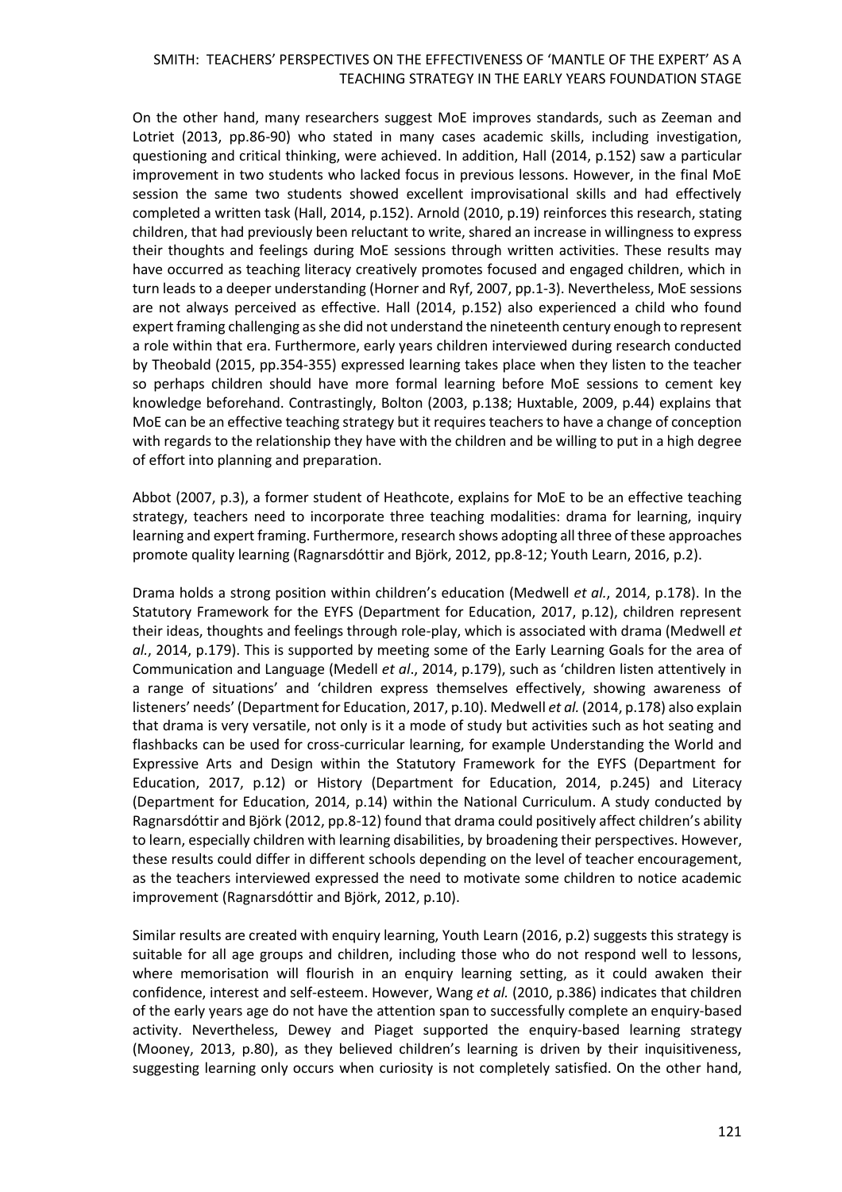On the other hand, many researchers suggest MoE improves standards, such as Zeeman and Lotriet (2013, pp.86-90) who stated in many cases academic skills, including investigation, questioning and critical thinking, were achieved. In addition, Hall (2014, p.152) saw a particular improvement in two students who lacked focus in previous lessons. However, in the final MoE session the same two students showed excellent improvisational skills and had effectively completed a written task (Hall, 2014, p.152). Arnold (2010, p.19) reinforces this research, stating children, that had previously been reluctant to write, shared an increase in willingness to express their thoughts and feelings during MoE sessions through written activities. These results may have occurred as teaching literacy creatively promotes focused and engaged children, which in turn leads to a deeper understanding (Horner and Ryf, 2007, pp.1-3). Nevertheless, MoE sessions are not always perceived as effective. Hall (2014, p.152) also experienced a child who found expert framing challenging as she did not understand the nineteenth century enough to represent a role within that era. Furthermore, early years children interviewed during research conducted by Theobald (2015, pp.354-355) expressed learning takes place when they listen to the teacher so perhaps children should have more formal learning before MoE sessions to cement key knowledge beforehand. Contrastingly, Bolton (2003, p.138; Huxtable, 2009, p.44) explains that MoE can be an effective teaching strategy but it requires teachers to have a change of conception with regards to the relationship they have with the children and be willing to put in a high degree of effort into planning and preparation.

Abbot (2007, p.3), a former student of Heathcote, explains for MoE to be an effective teaching strategy, teachers need to incorporate three teaching modalities: drama for learning, inquiry learning and expert framing. Furthermore, research shows adopting all three of these approaches promote quality learning (Ragnarsdóttir and Björk, 2012, pp.8-12; Youth Learn, 2016, p.2).

Drama holds a strong position within children's education (Medwell *et al.*, 2014, p.178). In the Statutory Framework for the EYFS (Department for Education, 2017, p.12), children represent their ideas, thoughts and feelings through role-play, which is associated with drama (Medwell *et al.*, 2014, p.179). This is supported by meeting some of the Early Learning Goals for the area of Communication and Language (Medell *et al*., 2014, p.179), such as 'children listen attentively in a range of situations' and 'children express themselves effectively, showing awareness of listeners' needs' (Department for Education, 2017, p.10). Medwell *et al.* (2014, p.178) also explain that drama is very versatile, not only is it a mode of study but activities such as hot seating and flashbacks can be used for cross-curricular learning, for example Understanding the World and Expressive Arts and Design within the Statutory Framework for the EYFS (Department for Education, 2017, p.12) or History (Department for Education, 2014, p.245) and Literacy (Department for Education, 2014, p.14) within the National Curriculum. A study conducted by Ragnarsdóttir and Björk (2012, pp.8-12) found that drama could positively affect children's ability to learn, especially children with learning disabilities, by broadening their perspectives. However, these results could differ in different schools depending on the level of teacher encouragement, as the teachers interviewed expressed the need to motivate some children to notice academic improvement (Ragnarsdóttir and Björk, 2012, p.10).

Similar results are created with enquiry learning, Youth Learn (2016, p.2) suggests this strategy is suitable for all age groups and children, including those who do not respond well to lessons, where memorisation will flourish in an enquiry learning setting, as it could awaken their confidence, interest and self-esteem. However, Wang *et al.* (2010, p.386) indicates that children of the early years age do not have the attention span to successfully complete an enquiry-based activity. Nevertheless, Dewey and Piaget supported the enquiry-based learning strategy (Mooney, 2013, p.80), as they believed children's learning is driven by their inquisitiveness, suggesting learning only occurs when curiosity is not completely satisfied. On the other hand,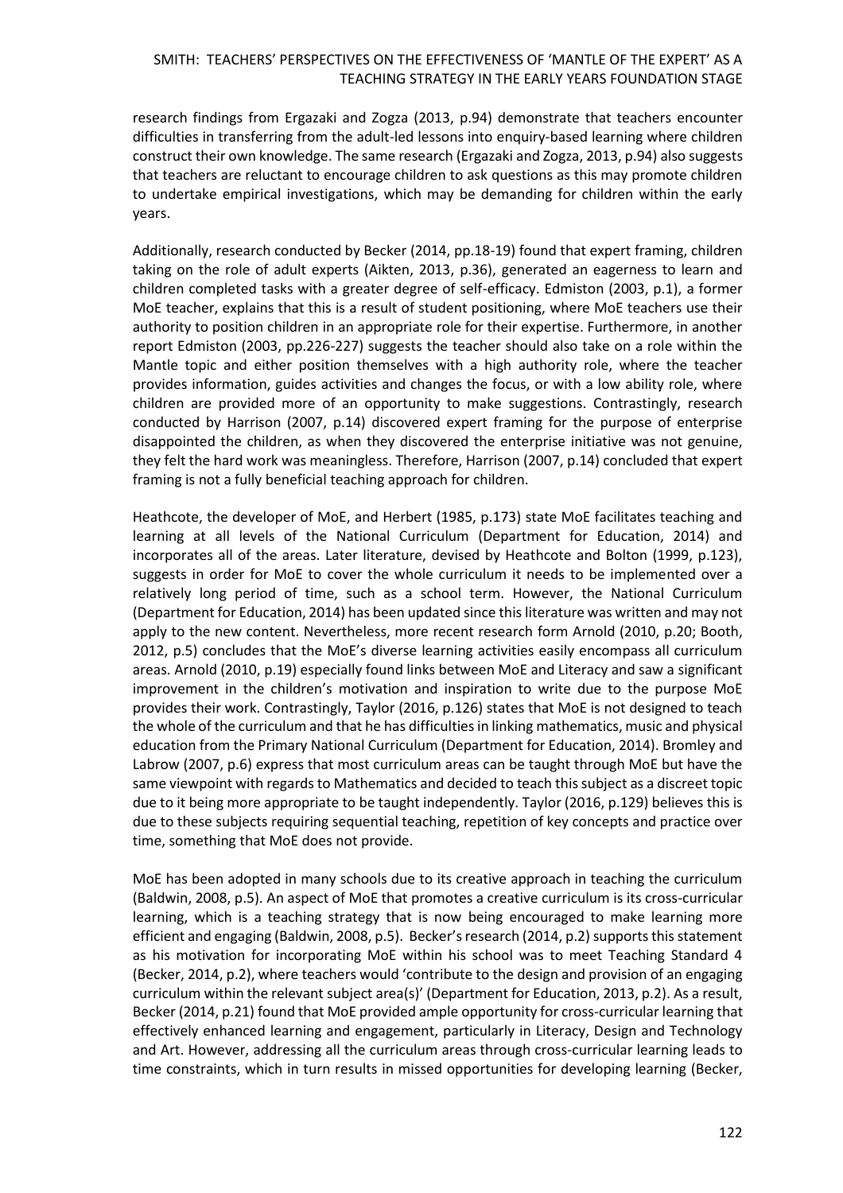research findings from Ergazaki and Zogza (2013, p.94) demonstrate that teachers encounter difficulties in transferring from the adult-led lessons into enquiry-based learning where children construct their own knowledge. The same research (Ergazaki and Zogza, 2013, p.94) also suggests that teachers are reluctant to encourage children to ask questions as this may promote children to undertake empirical investigations, which may be demanding for children within the early years.

Additionally, research conducted by Becker (2014, pp.18-19) found that expert framing, children taking on the role of adult experts (Aikten, 2013, p.36), generated an eagerness to learn and children completed tasks with a greater degree of self-efficacy. Edmiston (2003, p.1), a former MoE teacher, explains that this is a result of student positioning, where MoE teachers use their authority to position children in an appropriate role for their expertise. Furthermore, in another report Edmiston (2003, pp.226-227) suggests the teacher should also take on a role within the Mantle topic and either position themselves with a high authority role, where the teacher provides information, guides activities and changes the focus, or with a low ability role, where children are provided more of an opportunity to make suggestions. Contrastingly, research conducted by Harrison (2007, p.14) discovered expert framing for the purpose of enterprise disappointed the children, as when they discovered the enterprise initiative was not genuine, they felt the hard work was meaningless. Therefore, Harrison (2007, p.14) concluded that expert framing is not a fully beneficial teaching approach for children.

Heathcote, the developer of MoE, and Herbert (1985, p.173) state MoE facilitates teaching and learning at all levels of the National Curriculum (Department for Education, 2014) and incorporates all of the areas. Later literature, devised by Heathcote and Bolton (1999, p.123), suggests in order for MoE to cover the whole curriculum it needs to be implemented over a relatively long period of time, such as a school term. However, the National Curriculum (Department for Education, 2014) has been updated since this literature was written and may not apply to the new content. Nevertheless, more recent research form Arnold (2010, p.20; Booth, 2012, p.5) concludes that the MoE's diverse learning activities easily encompass all curriculum areas. Arnold (2010, p.19) especially found links between MoE and Literacy and saw a significant improvement in the children's motivation and inspiration to write due to the purpose MoE provides their work. Contrastingly, Taylor (2016, p.126) states that MoE is not designed to teach the whole of the curriculum and that he has difficulties in linking mathematics, music and physical education from the Primary National Curriculum (Department for Education, 2014). Bromley and Labrow (2007, p.6) express that most curriculum areas can be taught through MoE but have the same viewpoint with regards to Mathematics and decided to teach this subject as a discreet topic due to it being more appropriate to be taught independently. Taylor (2016, p.129) believes this is due to these subjects requiring sequential teaching, repetition of key concepts and practice over time, something that MoE does not provide.

MoE has been adopted in many schools due to its creative approach in teaching the curriculum (Baldwin, 2008, p.5). An aspect of MoE that promotes a creative curriculum is its cross-curricular learning, which is a teaching strategy that is now being encouraged to make learning more efficient and engaging (Baldwin, 2008, p.5). Becker's research (2014, p.2) supports this statement as his motivation for incorporating MoE within his school was to meet Teaching Standard 4 (Becker, 2014, p.2), where teachers would 'contribute to the design and provision of an engaging curriculum within the relevant subject area(s)' (Department for Education, 2013, p.2). As a result, Becker (2014, p.21) found that MoE provided ample opportunity for cross-curricular learning that effectively enhanced learning and engagement, particularly in Literacy, Design and Technology and Art. However, addressing all the curriculum areas through cross-curricular learning leads to time constraints, which in turn results in missed opportunities for developing learning (Becker,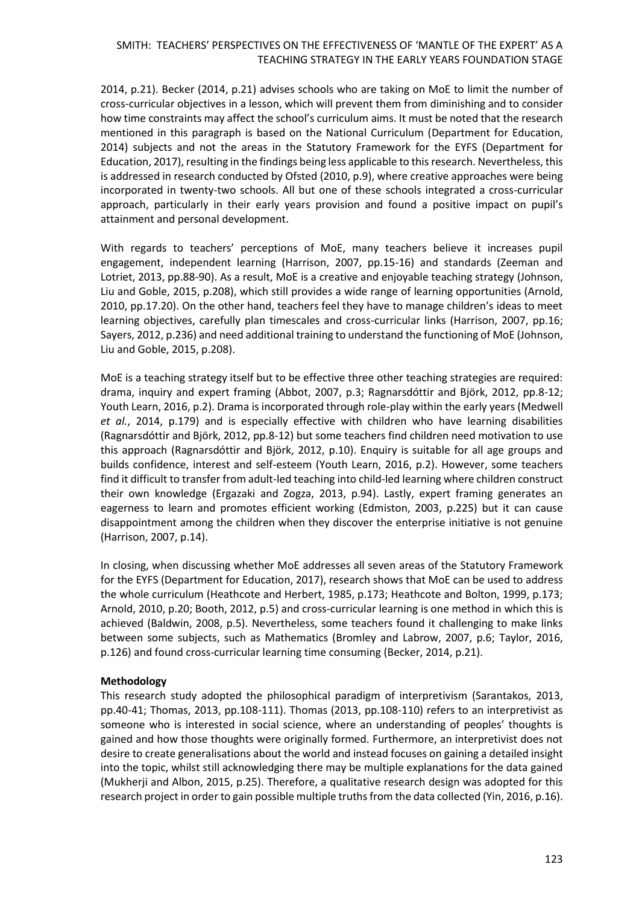2014, p.21). Becker (2014, p.21) advises schools who are taking on MoE to limit the number of cross-curricular objectives in a lesson, which will prevent them from diminishing and to consider how time constraints may affect the school's curriculum aims. It must be noted that the research mentioned in this paragraph is based on the National Curriculum (Department for Education, 2014) subjects and not the areas in the Statutory Framework for the EYFS (Department for Education, 2017), resulting in the findings being less applicable to this research. Nevertheless, this is addressed in research conducted by Ofsted (2010, p.9), where creative approaches were being incorporated in twenty-two schools. All but one of these schools integrated a cross-curricular approach, particularly in their early years provision and found a positive impact on pupil's attainment and personal development.

With regards to teachers' perceptions of MoE, many teachers believe it increases pupil engagement, independent learning (Harrison, 2007, pp.15-16) and standards (Zeeman and Lotriet, 2013, pp.88-90). As a result, MoE is a creative and enjoyable teaching strategy (Johnson, Liu and Goble, 2015, p.208), which still provides a wide range of learning opportunities (Arnold, 2010, pp.17.20). On the other hand, teachers feel they have to manage children's ideas to meet learning objectives, carefully plan timescales and cross-curricular links (Harrison, 2007, pp.16; Sayers, 2012, p.236) and need additional training to understand the functioning of MoE (Johnson, Liu and Goble, 2015, p.208).

MoE is a teaching strategy itself but to be effective three other teaching strategies are required: drama, inquiry and expert framing (Abbot, 2007, p.3; Ragnarsdóttir and Björk, 2012, pp.8-12; Youth Learn, 2016, p.2). Drama is incorporated through role-play within the early years (Medwell *et al.*, 2014, p.179) and is especially effective with children who have learning disabilities (Ragnarsdóttir and Björk, 2012, pp.8-12) but some teachers find children need motivation to use this approach (Ragnarsdóttir and Björk, 2012, p.10). Enquiry is suitable for all age groups and builds confidence, interest and self-esteem (Youth Learn, 2016, p.2). However, some teachers find it difficult to transfer from adult-led teaching into child-led learning where children construct their own knowledge (Ergazaki and Zogza, 2013, p.94). Lastly, expert framing generates an eagerness to learn and promotes efficient working (Edmiston, 2003, p.225) but it can cause disappointment among the children when they discover the enterprise initiative is not genuine (Harrison, 2007, p.14).

In closing, when discussing whether MoE addresses all seven areas of the Statutory Framework for the EYFS (Department for Education, 2017), research shows that MoE can be used to address the whole curriculum (Heathcote and Herbert, 1985, p.173; Heathcote and Bolton, 1999, p.173; Arnold, 2010, p.20; Booth, 2012, p.5) and cross-curricular learning is one method in which this is achieved (Baldwin, 2008, p.5). Nevertheless, some teachers found it challenging to make links between some subjects, such as Mathematics (Bromley and Labrow, 2007, p.6; Taylor, 2016, p.126) and found cross-curricular learning time consuming (Becker, 2014, p.21).

## Methodology

This research study adopted the philosophical paradigm of interpretivism (Sarantakos, 2013, pp.40-41; Thomas, 2013, pp.108-111). Thomas (2013, pp.108-110) refers to an interpretivist as someone who is interested in social science, where an understanding of peoples' thoughts is gained and how those thoughts were originally formed. Furthermore, an interpretivist does not desire to create generalisations about the world and instead focuses on gaining a detailed insight into the topic, whilst still acknowledging there may be multiple explanations for the data gained (Mukherji and Albon, 2015, p.25). Therefore, a qualitative research design was adopted for this research project in order to gain possible multiple truths from the data collected (Yin, 2016, p.16).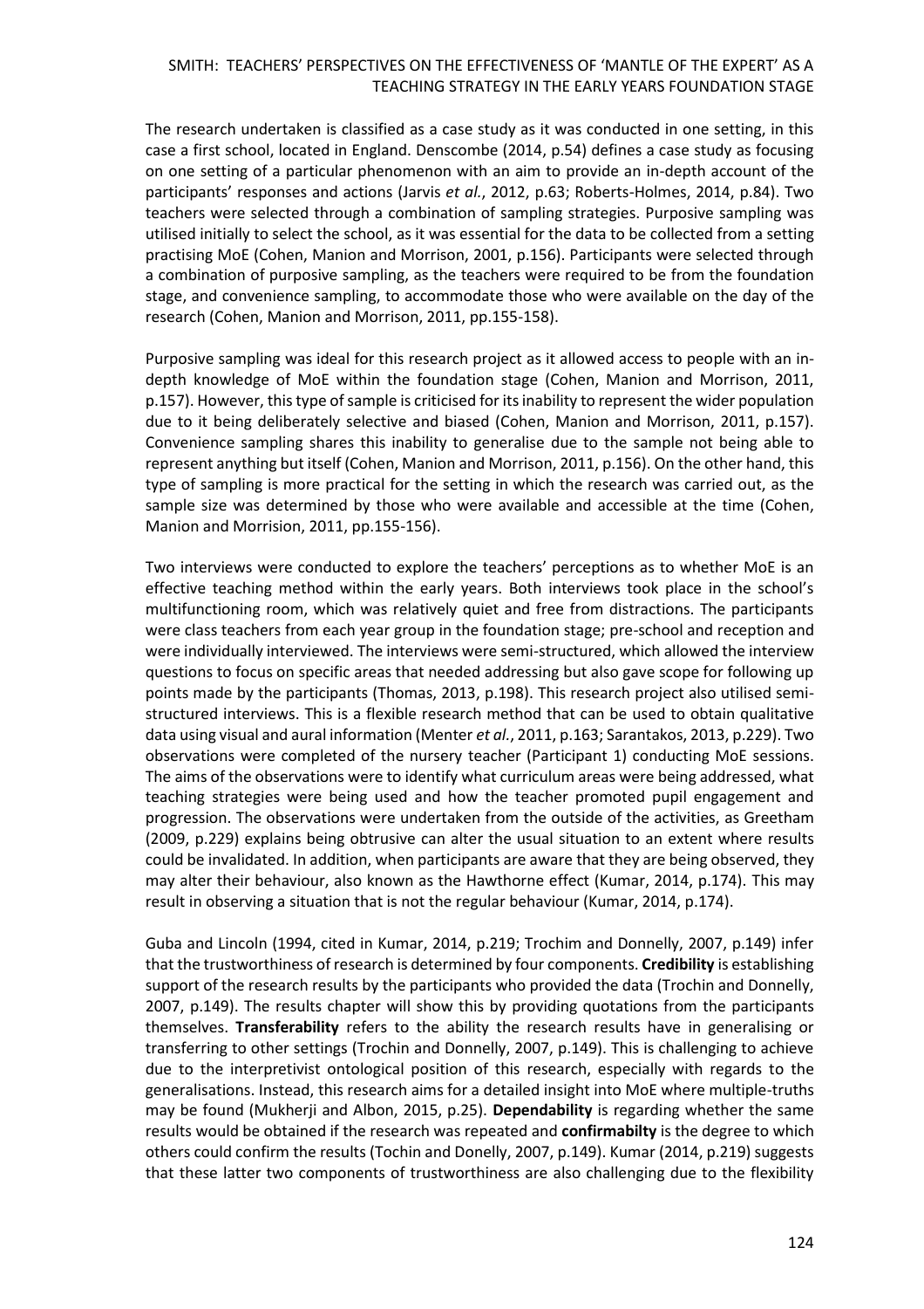The research undertaken is classified as a case study as it was conducted in one setting, in this case a first school, located in England. Denscombe (2014, p.54) defines a case study as focusing on one setting of a particular phenomenon with an aim to provide an in-depth account of the participants' responses and actions (Jarvis *et al.*, 2012, p.63; Roberts-Holmes, 2014, p.84). Two teachers were selected through a combination of sampling strategies. Purposive sampling was utilised initially to select the school, as it was essential for the data to be collected from a setting practising MoE (Cohen, Manion and Morrison, 2001, p.156). Participants were selected through a combination of purposive sampling, as the teachers were required to be from the foundation stage, and convenience sampling, to accommodate those who were available on the day of the research (Cohen, Manion and Morrison, 2011, pp.155-158).

Purposive sampling was ideal for this research project as it allowed access to people with an in-depth knowledge of MoE within the foundation stage (Cohen, Manion and Morrison, 2011, p.157). However, this type of sample is criticised for its inability to represent the wider population due to it being deliberately selective and biased (Cohen, Manion and Morrison, 2011, p.157). Convenience sampling shares this inability to generalise due to the sample not being able to represent anything but itself (Cohen, Manion and Morrison, 2011, p.156). On the other hand, this type of sampling is more practical for the setting in which the research was carried out, as the sample size was determined by those who were available and accessible at the time (Cohen, Manion and Morrision, 2011, pp.155-156).

Two interviews were conducted to explore the teachers' perceptions as to whether MoE is an effective teaching method within the early years. Both interviews took place in the school's multifunctioning room, which was relatively quiet and free from distractions. The participants were class teachers from each year group in the foundation stage; pre-school and reception and were individually interviewed. The interviews were semi-structured, which allowed the interview questions to focus on specific areas that needed addressing but also gave scope for following up points made by the participants (Thomas, 2013, p.198). This research project also utilised semi-structured interviews. This is a flexible research method that can be used to obtain qualitative data using visual and aural information (Menter *et al.*, 2011, p.163; Sarantakos, 2013, p.229). Two observations were completed of the nursery teacher (Participant 1) conducting MoE sessions. The aims of the observations were to identify what curriculum areas were being addressed, what teaching strategies were being used and how the teacher promoted pupil engagement and progression. The observations were undertaken from the outside of the activities, as Greetham (2009, p.229) explains being obtrusive can alter the usual situation to an extent where results could be invalidated. In addition, when participants are aware that they are being observed, they may alter their behaviour, also known as the Hawthorne effect (Kumar, 2014, p.174). This may result in observing a situation that is not the regular behaviour (Kumar, 2014, p.174).

Guba and Lincoln (1994, cited in Kumar, 2014, p.219; Trochim and Donnelly, 2007, p.149) infer that the trustworthiness of research is determined by four components. **Credibility** is establishing support of the research results by the participants who provided the data (Trochin and Donnelly, 2007, p.149). The results chapter will show this by providing quotations from the participants themselves. **Transferability** refers to the ability the research results have in generalising or transferring to other settings (Trochin and Donnelly, 2007, p.149). This is challenging to achieve due to the interpretivist ontological position of this research, especially with regards to the generalisations. Instead, this research aims for a detailed insight into MoE where multiple-truths may be found (Mukherji and Albon, 2015, p.25). **Dependability** is regarding whether the same results would be obtained if the research was repeated and **confirmabilty** is the degree to which others could confirm the results (Tochin and Donelly, 2007, p.149). Kumar (2014, p.219) suggests that these latter two components of trustworthiness are also challenging due to the flexibility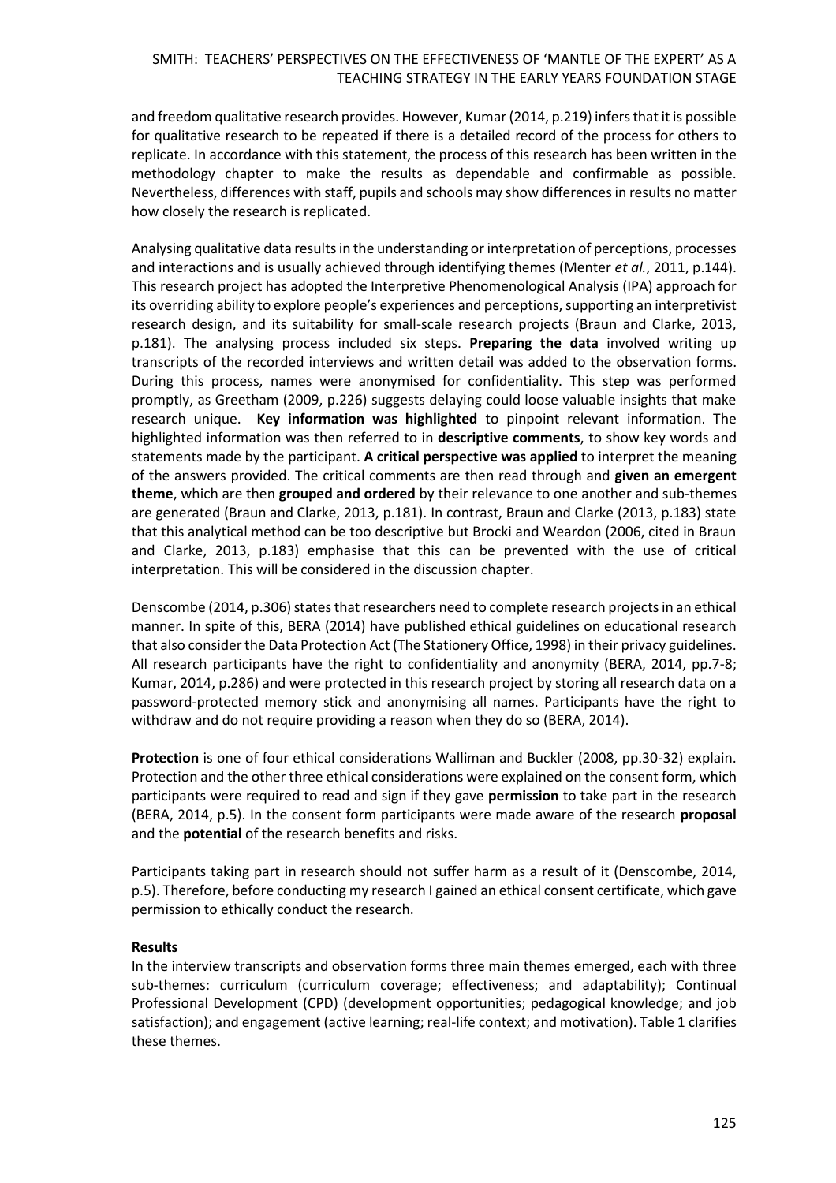and freedom qualitative research provides. However, Kumar (2014, p.219) infers that it is possible for qualitative research to be repeated if there is a detailed record of the process for others to replicate. In accordance with this statement, the process of this research has been written in the methodology chapter to make the results as dependable and confirmable as possible. Nevertheless, differences with staff, pupils and schools may show differences in results no matter how closely the research is replicated.

Analysing qualitative data results in the understanding or interpretation of perceptions, processes and interactions and is usually achieved through identifying themes (Menter *et al.*, 2011, p.144). This research project has adopted the Interpretive Phenomenological Analysis (IPA) approach for its overriding ability to explore people's experiences and perceptions, supporting an interpretivist research design, and its suitability for small-scale research projects (Braun and Clarke, 2013, p.181). The analysing process included six steps. **Preparing the data** involved writing up transcripts of the recorded interviews and written detail was added to the observation forms. During this process, names were anonymised for confidentiality. This step was performed promptly, as Greetham (2009, p.226) suggests delaying could loose valuable insights that make research unique. **Key information was highlighted** to pinpoint relevant information. The highlighted information was then referred to in **descriptive comments**, to show key words and statements made by the participant. **A critical perspective was applied** to interpret the meaning of the answers provided. The critical comments are then read through and **given an emergent theme**, which are then **grouped and ordered** by their relevance to one another and sub-themes are generated (Braun and Clarke, 2013, p.181). In contrast, Braun and Clarke (2013, p.183) state that this analytical method can be too descriptive but Brocki and Weardon (2006, cited in Braun and Clarke, 2013, p.183) emphasise that this can be prevented with the use of critical interpretation. This will be considered in the discussion chapter.

Denscombe (2014, p.306) states that researchers need to complete research projects in an ethical manner. In spite of this, BERA (2014) have published ethical guidelines on educational research that also consider the Data Protection Act (The Stationery Office, 1998) in their privacy guidelines. All research participants have the right to confidentiality and anonymity (BERA, 2014, pp.7-8; Kumar, 2014, p.286) and were protected in this research project by storing all research data on a password-protected memory stick and anonymising all names. Participants have the right to withdraw and do not require providing a reason when they do so (BERA, 2014).

**Protection** is one of four ethical considerations Walliman and Buckler (2008, pp.30-32) explain. Protection and the other three ethical considerations were explained on the consent form, which participants were required to read and sign if they gave **permission** to take part in the research (BERA, 2014, p.5). In the consent form participants were made aware of the research **proposal** and the **potential** of the research benefits and risks.

Participants taking part in research should not suffer harm as a result of it (Denscombe, 2014, p.5). Therefore, before conducting my research I gained an ethical consent certificate, which gave permission to ethically conduct the research.

**Results**

In the interview transcripts and observation forms three main themes emerged, each with three sub-themes: curriculum (curriculum coverage; effectiveness; and adaptability); Continual Professional Development (CPD) (development opportunities; pedagogical knowledge; and job satisfaction); and engagement (active learning; real-life context; and motivation). Table 1 clarifies these themes.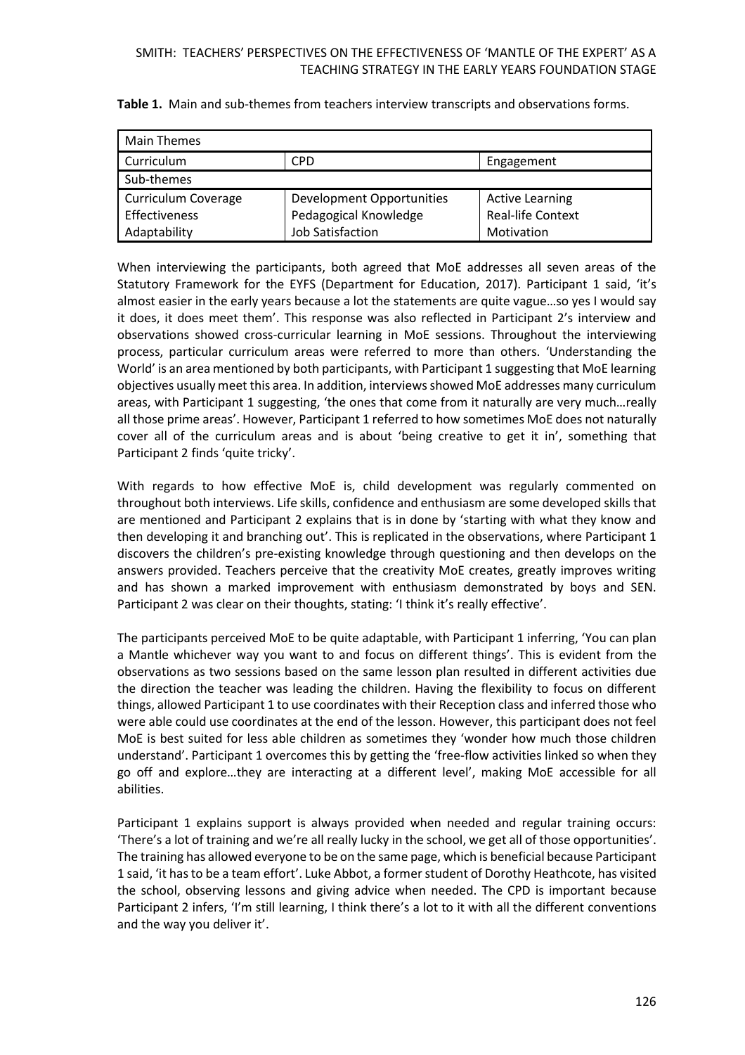**Table 1.** Main and sub-themes from teachers interview transcripts and observations forms.

| Main Themes | | |
|---|---|---|
| Curriculum | CPD | Engagement |
| Sub-themes | | |
| Curriculum Coverage<br>Effectiveness<br>Adaptability | Development Opportunities<br>Pedagogical Knowledge<br>Job Satisfaction | Active Learning<br>Real-life Context<br>Motivation |

When interviewing the participants, both agreed that MoE addresses all seven areas of the Statutory Framework for the EYFS (Department for Education, 2017). Participant 1 said, 'it's almost easier in the early years because a lot the statements are quite vague…so yes I would say it does, it does meet them'. This response was also reflected in Participant 2's interview and observations showed cross-curricular learning in MoE sessions. Throughout the interviewing process, particular curriculum areas were referred to more than others. 'Understanding the World' is an area mentioned by both participants, with Participant 1 suggesting that MoE learning objectives usually meet this area. In addition, interviews showed MoE addresses many curriculum areas, with Participant 1 suggesting, 'the ones that come from it naturally are very much…really all those prime areas'. However, Participant 1 referred to how sometimes MoE does not naturally cover all of the curriculum areas and is about 'being creative to get it in', something that Participant 2 finds 'quite tricky'.

With regards to how effective MoE is, child development was regularly commented on throughout both interviews. Life skills, confidence and enthusiasm are some developed skills that are mentioned and Participant 2 explains that is in done by 'starting with what they know and then developing it and branching out'. This is replicated in the observations, where Participant 1 discovers the children's pre-existing knowledge through questioning and then develops on the answers provided. Teachers perceive that the creativity MoE creates, greatly improves writing and has shown a marked improvement with enthusiasm demonstrated by boys and SEN. Participant 2 was clear on their thoughts, stating: 'I think it's really effective'.

The participants perceived MoE to be quite adaptable, with Participant 1 inferring, 'You can plan a Mantle whichever way you want to and focus on different things'. This is evident from the observations as two sessions based on the same lesson plan resulted in different activities due the direction the teacher was leading the children. Having the flexibility to focus on different things, allowed Participant 1 to use coordinates with their Reception class and inferred those who were able could use coordinates at the end of the lesson. However, this participant does not feel MoE is best suited for less able children as sometimes they 'wonder how much those children understand'. Participant 1 overcomes this by getting the 'free-flow activities linked so when they go off and explore…they are interacting at a different level', making MoE accessible for all abilities.

Participant 1 explains support is always provided when needed and regular training occurs: 'There's a lot of training and we're all really lucky in the school, we get all of those opportunities'. The training has allowed everyone to be on the same page, which is beneficial because Participant 1 said, 'it has to be a team effort'. Luke Abbot, a former student of Dorothy Heathcote, has visited the school, observing lessons and giving advice when needed. The CPD is important because Participant 2 infers, 'I'm still learning, I think there's a lot to it with all the different conventions and the way you deliver it'.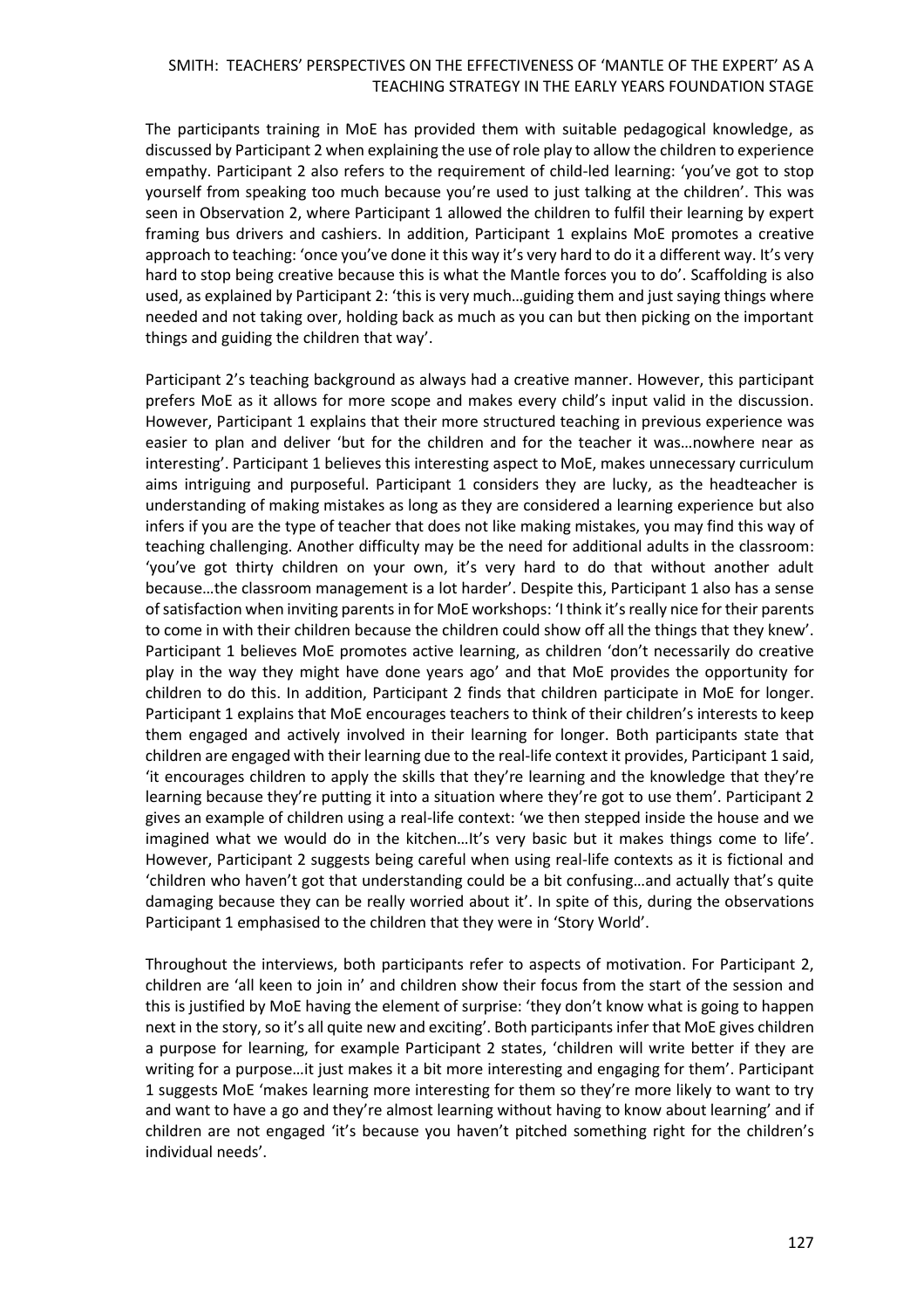The participants training in MoE has provided them with suitable pedagogical knowledge, as discussed by Participant 2 when explaining the use of role play to allow the children to experience empathy. Participant 2 also refers to the requirement of child-led learning: 'you've got to stop yourself from speaking too much because you're used to just talking at the children'. This was seen in Observation 2, where Participant 1 allowed the children to fulfil their learning by expert framing bus drivers and cashiers. In addition, Participant 1 explains MoE promotes a creative approach to teaching: 'once you've done it this way it's very hard to do it a different way. It's very hard to stop being creative because this is what the Mantle forces you to do'. Scaffolding is also used, as explained by Participant 2: 'this is very much…guiding them and just saying things where needed and not taking over, holding back as much as you can but then picking on the important things and guiding the children that way'.

Participant 2's teaching background as always had a creative manner. However, this participant prefers MoE as it allows for more scope and makes every child's input valid in the discussion. However, Participant 1 explains that their more structured teaching in previous experience was easier to plan and deliver 'but for the children and for the teacher it was…nowhere near as interesting'. Participant 1 believes this interesting aspect to MoE, makes unnecessary curriculum aims intriguing and purposeful. Participant 1 considers they are lucky, as the headteacher is understanding of making mistakes as long as they are considered a learning experience but also infers if you are the type of teacher that does not like making mistakes, you may find this way of teaching challenging. Another difficulty may be the need for additional adults in the classroom: 'you've got thirty children on your own, it's very hard to do that without another adult because…the classroom management is a lot harder'. Despite this, Participant 1 also has a sense of satisfaction when inviting parents in for MoE workshops: 'I think it's really nice for their parents to come in with their children because the children could show off all the things that they knew'. Participant 1 believes MoE promotes active learning, as children 'don't necessarily do creative play in the way they might have done years ago' and that MoE provides the opportunity for children to do this. In addition, Participant 2 finds that children participate in MoE for longer. Participant 1 explains that MoE encourages teachers to think of their children's interests to keep them engaged and actively involved in their learning for longer. Both participants state that children are engaged with their learning due to the real-life context it provides, Participant 1 said, 'it encourages children to apply the skills that they're learning and the knowledge that they're learning because they're putting it into a situation where they're got to use them'. Participant 2 gives an example of children using a real-life context: 'we then stepped inside the house and we imagined what we would do in the kitchen…It's very basic but it makes things come to life'. However, Participant 2 suggests being careful when using real-life contexts as it is fictional and 'children who haven't got that understanding could be a bit confusing…and actually that's quite damaging because they can be really worried about it'. In spite of this, during the observations Participant 1 emphasised to the children that they were in 'Story World'.

Throughout the interviews, both participants refer to aspects of motivation. For Participant 2, children are 'all keen to join in' and children show their focus from the start of the session and this is justified by MoE having the element of surprise: 'they don't know what is going to happen next in the story, so it's all quite new and exciting'. Both participants infer that MoE gives children a purpose for learning, for example Participant 2 states, 'children will write better if they are writing for a purpose…it just makes it a bit more interesting and engaging for them'. Participant 1 suggests MoE 'makes learning more interesting for them so they're more likely to want to try and want to have a go and they're almost learning without having to know about learning' and if children are not engaged 'it's because you haven't pitched something right for the children's individual needs'.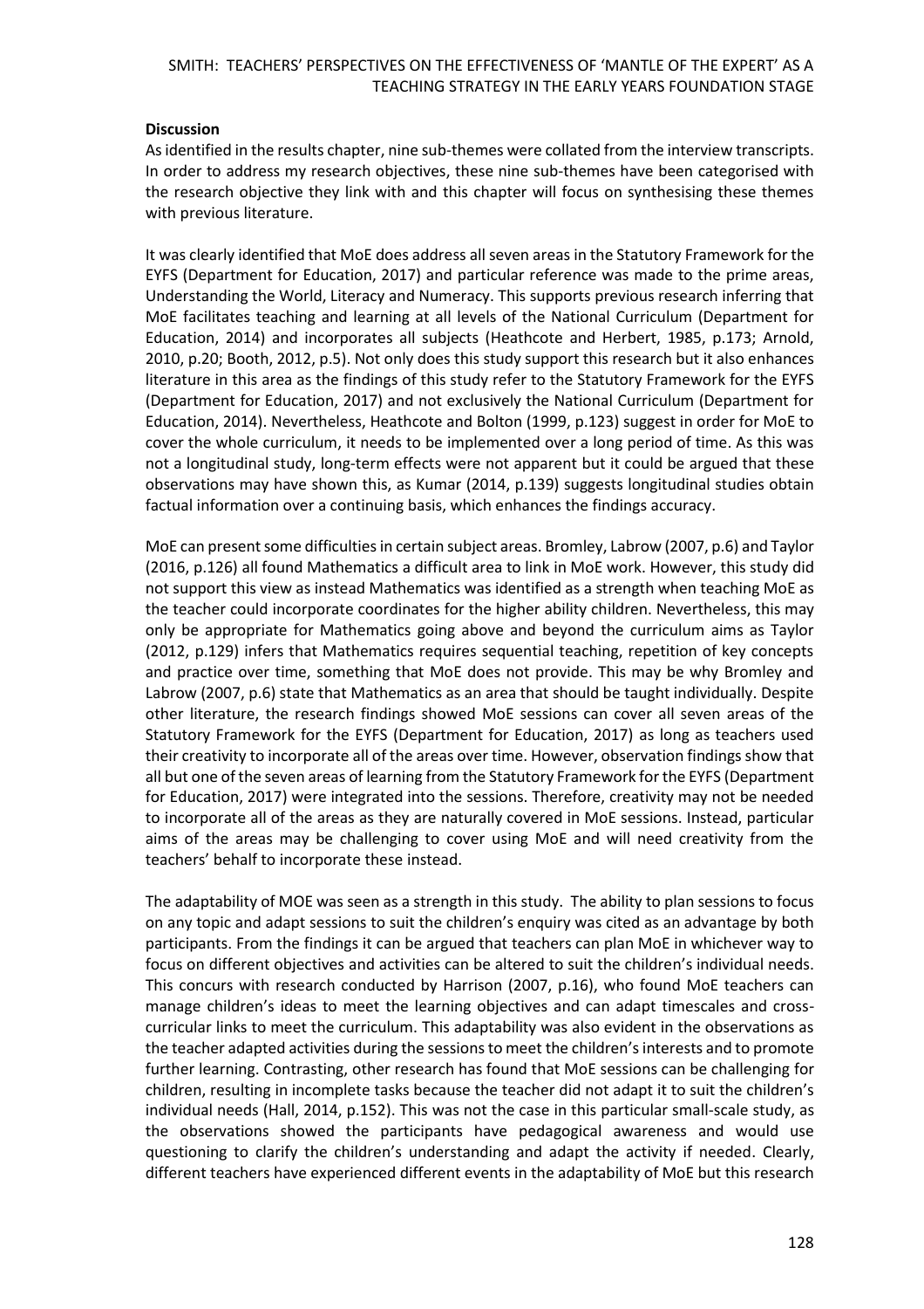## Discussion

As identified in the results chapter, nine sub-themes were collated from the interview transcripts. In order to address my research objectives, these nine sub-themes have been categorised with the research objective they link with and this chapter will focus on synthesising these themes with previous literature.

It was clearly identified that MoE does address all seven areas in the Statutory Framework for the EYFS (Department for Education, 2017) and particular reference was made to the prime areas, Understanding the World, Literacy and Numeracy. This supports previous research inferring that MoE facilitates teaching and learning at all levels of the National Curriculum (Department for Education, 2014) and incorporates all subjects (Heathcote and Herbert, 1985, p.173; Arnold, 2010, p.20; Booth, 2012, p.5). Not only does this study support this research but it also enhances literature in this area as the findings of this study refer to the Statutory Framework for the EYFS (Department for Education, 2017) and not exclusively the National Curriculum (Department for Education, 2014). Nevertheless, Heathcote and Bolton (1999, p.123) suggest in order for MoE to cover the whole curriculum, it needs to be implemented over a long period of time. As this was not a longitudinal study, long-term effects were not apparent but it could be argued that these observations may have shown this, as Kumar (2014, p.139) suggests longitudinal studies obtain factual information over a continuing basis, which enhances the findings accuracy.

MoE can present some difficulties in certain subject areas. Bromley, Labrow (2007, p.6) and Taylor (2016, p.126) all found Mathematics a difficult area to link in MoE work. However, this study did not support this view as instead Mathematics was identified as a strength when teaching MoE as the teacher could incorporate coordinates for the higher ability children. Nevertheless, this may only be appropriate for Mathematics going above and beyond the curriculum aims as Taylor (2012, p.129) infers that Mathematics requires sequential teaching, repetition of key concepts and practice over time, something that MoE does not provide. This may be why Bromley and Labrow (2007, p.6) state that Mathematics as an area that should be taught individually. Despite other literature, the research findings showed MoE sessions can cover all seven areas of the Statutory Framework for the EYFS (Department for Education, 2017) as long as teachers used their creativity to incorporate all of the areas over time. However, observation findings show that all but one of the seven areas of learning from the Statutory Framework for the EYFS (Department for Education, 2017) were integrated into the sessions. Therefore, creativity may not be needed to incorporate all of the areas as they are naturally covered in MoE sessions. Instead, particular aims of the areas may be challenging to cover using MoE and will need creativity from the teachers' behalf to incorporate these instead.

The adaptability of MOE was seen as a strength in this study. The ability to plan sessions to focus on any topic and adapt sessions to suit the children's enquiry was cited as an advantage by both participants. From the findings it can be argued that teachers can plan MoE in whichever way to focus on different objectives and activities can be altered to suit the children's individual needs. This concurs with research conducted by Harrison (2007, p.16), who found MoE teachers can manage children's ideas to meet the learning objectives and can adapt timescales and cross-curricular links to meet the curriculum. This adaptability was also evident in the observations as the teacher adapted activities during the sessions to meet the children's interests and to promote further learning. Contrasting, other research has found that MoE sessions can be challenging for children, resulting in incomplete tasks because the teacher did not adapt it to suit the children's individual needs (Hall, 2014, p.152). This was not the case in this particular small-scale study, as the observations showed the participants have pedagogical awareness and would use questioning to clarify the children's understanding and adapt the activity if needed. Clearly, different teachers have experienced different events in the adaptability of MoE but this research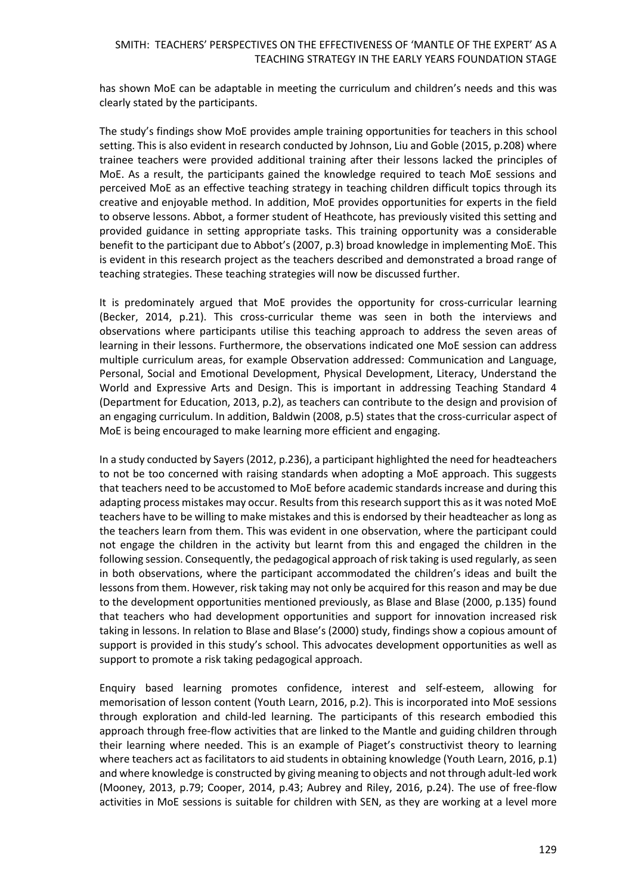has shown MoE can be adaptable in meeting the curriculum and children's needs and this was clearly stated by the participants.

The study's findings show MoE provides ample training opportunities for teachers in this school setting. This is also evident in research conducted by Johnson, Liu and Goble (2015, p.208) where trainee teachers were provided additional training after their lessons lacked the principles of MoE. As a result, the participants gained the knowledge required to teach MoE sessions and perceived MoE as an effective teaching strategy in teaching children difficult topics through its creative and enjoyable method. In addition, MoE provides opportunities for experts in the field to observe lessons. Abbot, a former student of Heathcote, has previously visited this setting and provided guidance in setting appropriate tasks. This training opportunity was a considerable benefit to the participant due to Abbot's (2007, p.3) broad knowledge in implementing MoE. This is evident in this research project as the teachers described and demonstrated a broad range of teaching strategies. These teaching strategies will now be discussed further.

It is predominately argued that MoE provides the opportunity for cross-curricular learning (Becker, 2014, p.21). This cross-curricular theme was seen in both the interviews and observations where participants utilise this teaching approach to address the seven areas of learning in their lessons. Furthermore, the observations indicated one MoE session can address multiple curriculum areas, for example Observation addressed: Communication and Language, Personal, Social and Emotional Development, Physical Development, Literacy, Understand the World and Expressive Arts and Design. This is important in addressing Teaching Standard 4 (Department for Education, 2013, p.2), as teachers can contribute to the design and provision of an engaging curriculum. In addition, Baldwin (2008, p.5) states that the cross-curricular aspect of MoE is being encouraged to make learning more efficient and engaging.

In a study conducted by Sayers (2012, p.236), a participant highlighted the need for headteachers to not be too concerned with raising standards when adopting a MoE approach. This suggests that teachers need to be accustomed to MoE before academic standards increase and during this adapting process mistakes may occur. Results from this research support this as it was noted MoE teachers have to be willing to make mistakes and this is endorsed by their headteacher as long as the teachers learn from them. This was evident in one observation, where the participant could not engage the children in the activity but learnt from this and engaged the children in the following session. Consequently, the pedagogical approach of risk taking is used regularly, as seen in both observations, where the participant accommodated the children's ideas and built the lessons from them. However, risk taking may not only be acquired for this reason and may be due to the development opportunities mentioned previously, as Blase and Blase (2000, p.135) found that teachers who had development opportunities and support for innovation increased risk taking in lessons. In relation to Blase and Blase's (2000) study, findings show a copious amount of support is provided in this study's school. This advocates development opportunities as well as support to promote a risk taking pedagogical approach.

Enquiry based learning promotes confidence, interest and self-esteem, allowing for memorisation of lesson content (Youth Learn, 2016, p.2). This is incorporated into MoE sessions through exploration and child-led learning. The participants of this research embodied this approach through free-flow activities that are linked to the Mantle and guiding children through their learning where needed. This is an example of Piaget's constructivist theory to learning where teachers act as facilitators to aid students in obtaining knowledge (Youth Learn, 2016, p.1) and where knowledge is constructed by giving meaning to objects and not through adult-led work (Mooney, 2013, p.79; Cooper, 2014, p.43; Aubrey and Riley, 2016, p.24). The use of free-flow activities in MoE sessions is suitable for children with SEN, as they are working at a level more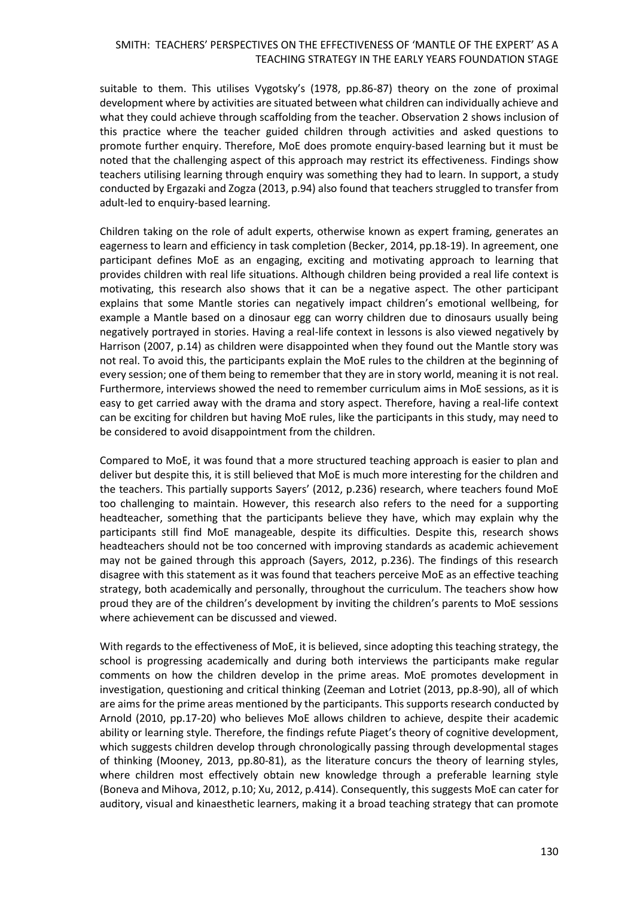suitable to them. This utilises Vygotsky's (1978, pp.86-87) theory on the zone of proximal development where by activities are situated between what children can individually achieve and what they could achieve through scaffolding from the teacher. Observation 2 shows inclusion of this practice where the teacher guided children through activities and asked questions to promote further enquiry. Therefore, MoE does promote enquiry-based learning but it must be noted that the challenging aspect of this approach may restrict its effectiveness. Findings show teachers utilising learning through enquiry was something they had to learn. In support, a study conducted by Ergazaki and Zogza (2013, p.94) also found that teachers struggled to transfer from adult-led to enquiry-based learning.

Children taking on the role of adult experts, otherwise known as expert framing, generates an eagerness to learn and efficiency in task completion (Becker, 2014, pp.18-19). In agreement, one participant defines MoE as an engaging, exciting and motivating approach to learning that provides children with real life situations. Although children being provided a real life context is motivating, this research also shows that it can be a negative aspect. The other participant explains that some Mantle stories can negatively impact children's emotional wellbeing, for example a Mantle based on a dinosaur egg can worry children due to dinosaurs usually being negatively portrayed in stories. Having a real-life context in lessons is also viewed negatively by Harrison (2007, p.14) as children were disappointed when they found out the Mantle story was not real. To avoid this, the participants explain the MoE rules to the children at the beginning of every session; one of them being to remember that they are in story world, meaning it is not real. Furthermore, interviews showed the need to remember curriculum aims in MoE sessions, as it is easy to get carried away with the drama and story aspect. Therefore, having a real-life context can be exciting for children but having MoE rules, like the participants in this study, may need to be considered to avoid disappointment from the children.

Compared to MoE, it was found that a more structured teaching approach is easier to plan and deliver but despite this, it is still believed that MoE is much more interesting for the children and the teachers. This partially supports Sayers' (2012, p.236) research, where teachers found MoE too challenging to maintain. However, this research also refers to the need for a supporting headteacher, something that the participants believe they have, which may explain why the participants still find MoE manageable, despite its difficulties. Despite this, research shows headteachers should not be too concerned with improving standards as academic achievement may not be gained through this approach (Sayers, 2012, p.236). The findings of this research disagree with this statement as it was found that teachers perceive MoE as an effective teaching strategy, both academically and personally, throughout the curriculum. The teachers show how proud they are of the children's development by inviting the children's parents to MoE sessions where achievement can be discussed and viewed.

With regards to the effectiveness of MoE, it is believed, since adopting this teaching strategy, the school is progressing academically and during both interviews the participants make regular comments on how the children develop in the prime areas. MoE promotes development in investigation, questioning and critical thinking (Zeeman and Lotriet (2013, pp.8-90), all of which are aims for the prime areas mentioned by the participants. This supports research conducted by Arnold (2010, pp.17-20) who believes MoE allows children to achieve, despite their academic ability or learning style. Therefore, the findings refute Piaget's theory of cognitive development, which suggests children develop through chronologically passing through developmental stages of thinking (Mooney, 2013, pp.80-81), as the literature concurs the theory of learning styles, where children most effectively obtain new knowledge through a preferable learning style (Boneva and Mihova, 2012, p.10; Xu, 2012, p.414). Consequently, this suggests MoE can cater for auditory, visual and kinaesthetic learners, making it a broad teaching strategy that can promote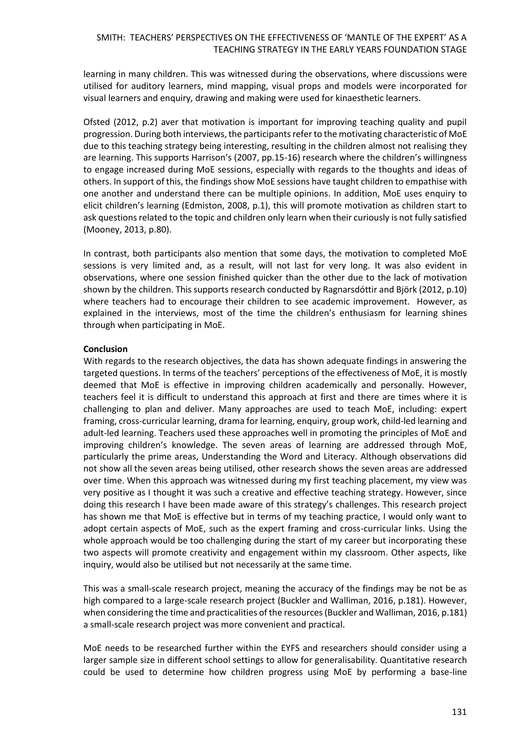learning in many children. This was witnessed during the observations, where discussions were utilised for auditory learners, mind mapping, visual props and models were incorporated for visual learners and enquiry, drawing and making were used for kinaesthetic learners.

Ofsted (2012, p.2) aver that motivation is important for improving teaching quality and pupil progression. During both interviews, the participants refer to the motivating characteristic of MoE due to this teaching strategy being interesting, resulting in the children almost not realising they are learning. This supports Harrison's (2007, pp.15-16) research where the children's willingness to engage increased during MoE sessions, especially with regards to the thoughts and ideas of others. In support of this, the findings show MoE sessions have taught children to empathise with one another and understand there can be multiple opinions. In addition, MoE uses enquiry to elicit children's learning (Edmiston, 2008, p.1), this will promote motivation as children start to ask questions related to the topic and children only learn when their curiously is not fully satisfied (Mooney, 2013, p.80).

In contrast, both participants also mention that some days, the motivation to completed MoE sessions is very limited and, as a result, will not last for very long. It was also evident in observations, where one session finished quicker than the other due to the lack of motivation shown by the children. This supports research conducted by Ragnarsdóttir and Björk (2012, p.10) where teachers had to encourage their children to see academic improvement. However, as explained in the interviews, most of the time the children's enthusiasm for learning shines through when participating in MoE.

**Conclusion**

With regards to the research objectives, the data has shown adequate findings in answering the targeted questions. In terms of the teachers' perceptions of the effectiveness of MoE, it is mostly deemed that MoE is effective in improving children academically and personally. However, teachers feel it is difficult to understand this approach at first and there are times where it is challenging to plan and deliver. Many approaches are used to teach MoE, including: expert framing, cross-curricular learning, drama for learning, enquiry, group work, child-led learning and adult-led learning. Teachers used these approaches well in promoting the principles of MoE and improving children's knowledge. The seven areas of learning are addressed through MoE, particularly the prime areas, Understanding the Word and Literacy. Although observations did not show all the seven areas being utilised, other research shows the seven areas are addressed over time. When this approach was witnessed during my first teaching placement, my view was very positive as I thought it was such a creative and effective teaching strategy. However, since doing this research I have been made aware of this strategy's challenges. This research project has shown me that MoE is effective but in terms of my teaching practice, I would only want to adopt certain aspects of MoE, such as the expert framing and cross-curricular links. Using the whole approach would be too challenging during the start of my career but incorporating these two aspects will promote creativity and engagement within my classroom. Other aspects, like inquiry, would also be utilised but not necessarily at the same time.

This was a small-scale research project, meaning the accuracy of the findings may be not be as high compared to a large-scale research project (Buckler and Walliman, 2016, p.181). However, when considering the time and practicalities of the resources (Buckler and Walliman, 2016, p.181) a small-scale research project was more convenient and practical.

MoE needs to be researched further within the EYFS and researchers should consider using a larger sample size in different school settings to allow for generalisability. Quantitative research could be used to determine how children progress using MoE by performing a base-line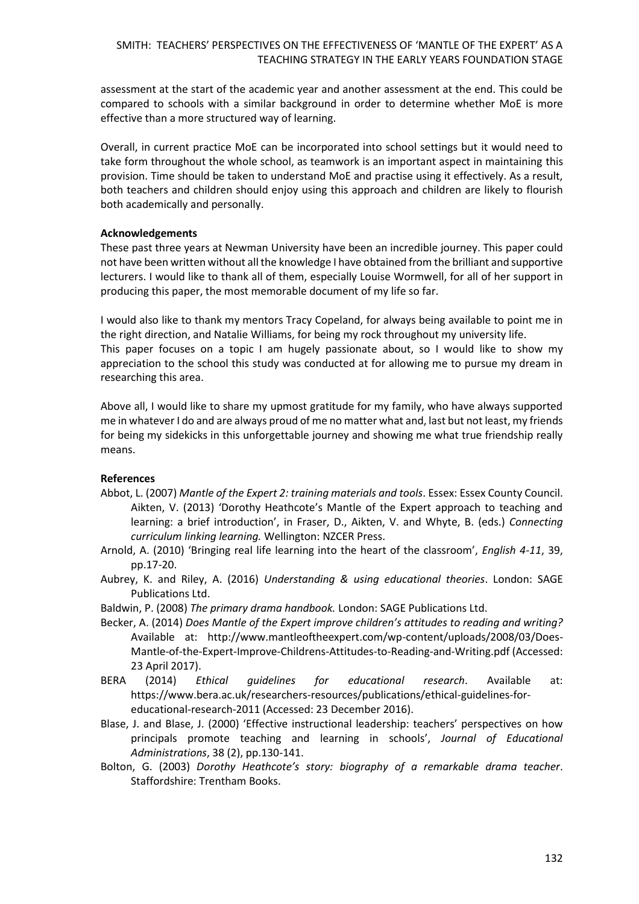assessment at the start of the academic year and another assessment at the end. This could be compared to schools with a similar background in order to determine whether MoE is more effective than a more structured way of learning.

Overall, in current practice MoE can be incorporated into school settings but it would need to take form throughout the whole school, as teamwork is an important aspect in maintaining this provision. Time should be taken to understand MoE and practise using it effectively. As a result, both teachers and children should enjoy using this approach and children are likely to flourish both academically and personally.

**Acknowledgements**

These past three years at Newman University have been an incredible journey. This paper could not have been written without all the knowledge I have obtained from the brilliant and supportive lecturers. I would like to thank all of them, especially Louise Wormwell, for all of her support in producing this paper, the most memorable document of my life so far.

I would also like to thank my mentors Tracy Copeland, for always being available to point me in the right direction, and Natalie Williams, for being my rock throughout my university life. This paper focuses on a topic I am hugely passionate about, so I would like to show my appreciation to the school this study was conducted at for allowing me to pursue my dream in researching this area.

Above all, I would like to share my upmost gratitude for my family, who have always supported me in whatever I do and are always proud of me no matter what and, last but not least, my friends for being my sidekicks in this unforgettable journey and showing me what true friendship really means.

**References**

Abbot, L. (2007) *Mantle of the Expert 2: training materials and tools*. Essex: Essex County Council. Aikten, V. (2013) 'Dorothy Heathcote's Mantle of the Expert approach to teaching and learning: a brief introduction', in Fraser, D., Aikten, V. and Whyte, B. (eds.) *Connecting curriculum linking learning.* Wellington: NZCER Press.

Arnold, A. (2010) 'Bringing real life learning into the heart of the classroom', *English 4-11*, 39, pp.17-20.

Aubrey, K. and Riley, A. (2016) *Understanding & using educational theories*. London: SAGE Publications Ltd.

Baldwin, P. (2008) *The primary drama handbook.* London: SAGE Publications Ltd.

Becker, A. (2014) *Does Mantle of the Expert improve children's attitudes to reading and writing?* Available at: http://www.mantleoftheexpert.com/wp-content/uploads/2008/03/Does-Mantle-of-the-Expert-Improve-Childrens-Attitudes-to-Reading-and-Writing.pdf (Accessed: 23 April 2017).

BERA (2014) *Ethical guidelines for educational research*. Available at: https://www.bera.ac.uk/researchers-resources/publications/ethical-guidelines-for-educational-research-2011 (Accessed: 23 December 2016).

Blase, J. and Blase, J. (2000) 'Effective instructional leadership: teachers' perspectives on how principals promote teaching and learning in schools', *Journal of Educational Administrations*, 38 (2), pp.130-141.

Bolton, G. (2003) *Dorothy Heathcote's story: biography of a remarkable drama teacher*. Staffordshire: Trentham Books.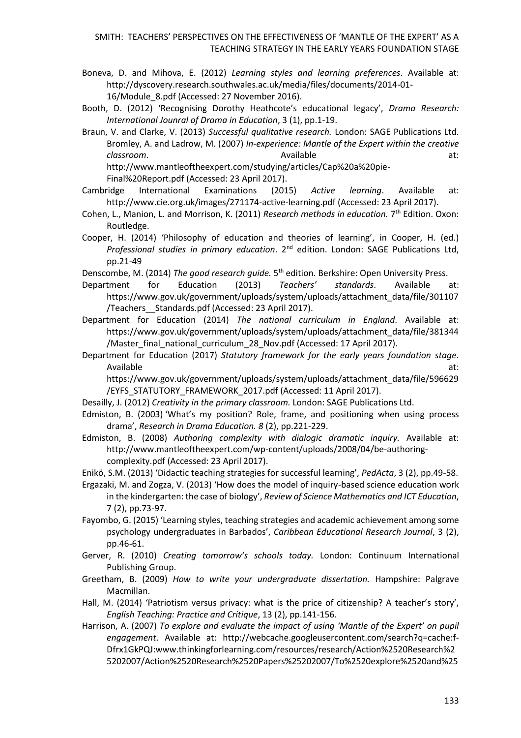Boneva, D. and Mihova, E. (2012) *Learning styles and learning preferences*. Available at: http://dyscovery.research.southwales.ac.uk/media/files/documents/2014-01-16/Module_8.pdf (Accessed: 27 November 2016).

Booth, D. (2012) 'Recognising Dorothy Heathcote's educational legacy', *Drama Research: International Jounral of Drama in Education*, 3 (1), pp.1-19.

Braun, V. and Clarke, V. (2013) *Successful qualitative research.* London: SAGE Publications Ltd. Bromley, A. and Ladrow, M. (2007) *In-experience: Mantle of the Expert within the creative classroom*. Available at: http://www.mantleoftheexpert.com/studying/articles/Cap%20a%20pie-Final%20Report.pdf (Accessed: 23 April 2017).

Cambridge International Examinations (2015) *Active learning*. Available at: http://www.cie.org.uk/images/271174-active-learning.pdf (Accessed: 23 April 2017).

Cohen, L., Manion, L. and Morrison, K. (2011) *Research methods in education.* 7th Edition. Oxon: Routledge.

Cooper, H. (2014) 'Philosophy of education and theories of learning', in Cooper, H. (ed.) *Professional studies in primary education*. 2nd edition. London: SAGE Publications Ltd, pp.21-49

Denscombe, M. (2014) *The good research guide.* 5th edition. Berkshire: Open University Press.

Department for Education (2013) *Teachers' standards*. Available at: https://www.gov.uk/government/uploads/system/uploads/attachment_data/file/301107/Teachers__Standards.pdf (Accessed: 23 April 2017).

Department for Education (2014) *The national curriculum in England*. Available at: https://www.gov.uk/government/uploads/system/uploads/attachment_data/file/381344/Master_final_national_curriculum_28_Nov.pdf (Accessed: 17 April 2017).

Department for Education (2017) *Statutory framework for the early years foundation stage*. Available at: https://www.gov.uk/government/uploads/system/uploads/attachment_data/file/596629/EYFS_STATUTORY_FRAMEWORK_2017.pdf (Accessed: 11 April 2017).

Desailly, J. (2012) *Creativity in the primary classroom.* London: SAGE Publications Ltd.

Edmiston, B. (2003) 'What's my position? Role, frame, and positioning when using process drama', *Research in Drama Education. 8* (2), pp.221-229.

Edmiston, B. (2008) *Authoring complexity with dialogic dramatic inquiry.* Available at: http://www.mantleoftheexpert.com/wp-content/uploads/2008/04/be-authoring-complexity.pdf (Accessed: 23 April 2017).

Enikö, S.M. (2013) 'Didactic teaching strategies for successful learning', *PedActa*, 3 (2), pp.49-58.

Ergazaki, M. and Zogza, V. (2013) 'How does the model of inquiry-based science education work in the kindergarten: the case of biology', *Review of Science Mathematics and ICT Education*, 7 (2), pp.73-97.

Fayombo, G. (2015) 'Learning styles, teaching strategies and academic achievement among some psychology undergraduates in Barbados', *Caribbean Educational Research Journal*, 3 (2), pp.46-61.

Gerver, R. (2010) *Creating tomorrow's schools today.* London: Continuum International Publishing Group.

Greetham, B. (2009) *How to write your undergraduate dissertation.* Hampshire: Palgrave Macmillan.

Hall, M. (2014) 'Patriotism versus privacy: what is the price of citizenship? A teacher's story', *English Teaching: Practice and Critique*, 13 (2), pp.141-156.

Harrison, A. (2007) *To explore and evaluate the impact of using 'Mantle of the Expert' on pupil engagement*. Available at: http://webcache.googleusercontent.com/search?q=cache:f-Dfrx1GkPQJ:www.thinkingforlearning.com/resources/research/Action%2520Research%25202007/Action%2520Research%2520Papers%25202007/To%2520explore%2520and%25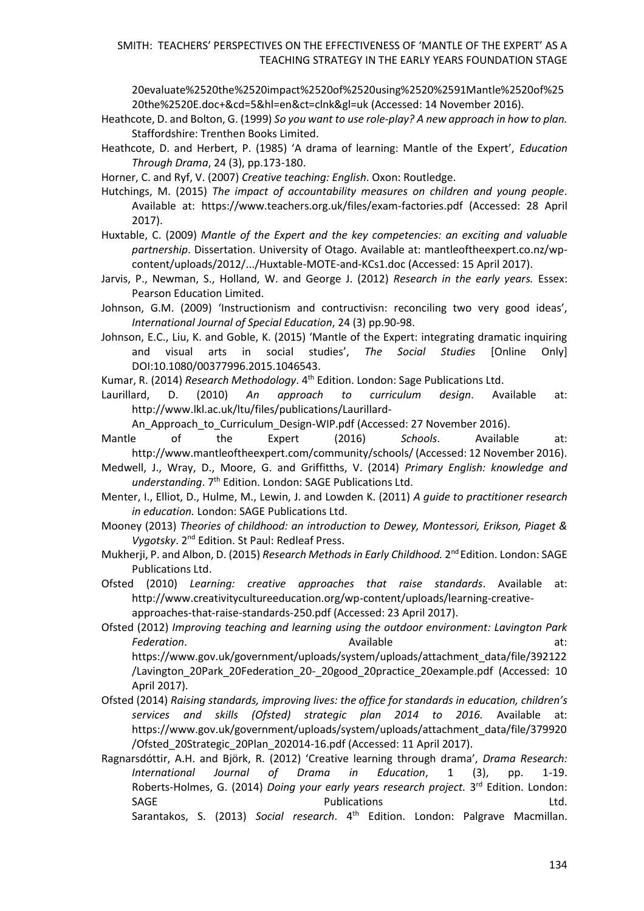20evaluate%2520the%2520impact%2520of%2520using%2520%2591Mantle%2520of%2520the%2520E.doc+&cd=5&hl=en&ct=clnk&gl=uk (Accessed: 14 November 2016).

Heathcote, D. and Bolton, G. (1999) *So you want to use role-play? A new approach in how to plan.* Staffordshire: Trenthen Books Limited.

Heathcote, D. and Herbert, P. (1985) 'A drama of learning: Mantle of the Expert', *Education Through Drama*, 24 (3), pp.173-180.

Horner, C. and Ryf, V. (2007) *Creative teaching: English*. Oxon: Routledge.

Hutchings, M. (2015) *The impact of accountability measures on children and young people*. Available at: https://www.teachers.org.uk/files/exam-factories.pdf (Accessed: 28 April 2017).

Huxtable, C. (2009) *Mantle of the Expert and the key competencies: an exciting and valuable partnership*. Dissertation. University of Otago. Available at: mantleoftheexpert.co.nz/wp-content/uploads/2012/.../Huxtable-MOTE-and-KCs1.doc (Accessed: 15 April 2017).

Jarvis, P., Newman, S., Holland, W. and George J. (2012) *Research in the early years.* Essex: Pearson Education Limited.

Johnson, G.M. (2009) 'Instructionism and contructivisn: reconciling two very good ideas', *International Journal of Special Education*, 24 (3) pp.90-98.

Johnson, E.C., Liu, K. and Goble, K. (2015) 'Mantle of the Expert: integrating dramatic inquiring and visual arts in social studies', *The Social Studies* [Online Only] DOI:10.1080/00377996.2015.1046543.

Kumar, R. (2014) *Research Methodology*. 4th Edition. London: Sage Publications Ltd.

Laurillard, D. (2010) *An approach to curriculum design*. Available at: http://www.lkl.ac.uk/ltu/files/publications/Laurillard-An_Approach_to_Curriculum_Design-WIP.pdf (Accessed: 27 November 2016).

Mantle of the Expert (2016) *Schools*. Available at: http://www.mantleoftheexpert.com/community/schools/ (Accessed: 12 November 2016).

Medwell, J., Wray, D., Moore, G. and Griffitths, V. (2014) *Primary English: knowledge and understanding*. 7th Edition. London: SAGE Publications Ltd.

Menter, I., Elliot, D., Hulme, M., Lewin, J. and Lowden K. (2011) *A guide to practitioner research in education.* London: SAGE Publications Ltd.

Mooney (2013) *Theories of childhood: an introduction to Dewey, Montessori, Erikson, Piaget & Vygotsky*. 2nd Edition. St Paul: Redleaf Press.

Mukherji, P. and Albon, D. (2015) *Research Methods in Early Childhood.* 2nd Edition. London: SAGE Publications Ltd.

Ofsted (2010) *Learning: creative approaches that raise standards*. Available at: http://www.creativitycultureeducation.org/wp-content/uploads/learning-creative-approaches-that-raise-standards-250.pdf (Accessed: 23 April 2017).

Ofsted (2012) *Improving teaching and learning using the outdoor environment: Lavington Park Federation*. Available at: https://www.gov.uk/government/uploads/system/uploads/attachment_data/file/392122/Lavington_20Park_20Federation_20-_20good_20practice_20example.pdf (Accessed: 10 April 2017).

Ofsted (2014) *Raising standards, improving lives: the office for standards in education, children's services and skills (Ofsted) strategic plan 2014 to 2016.* Available at: https://www.gov.uk/government/uploads/system/uploads/attachment_data/file/379920/Ofsted_20Strategic_20Plan_202014-16.pdf (Accessed: 11 April 2017).

Ragnarsdóttir, A.H. and Björk, R. (2012) 'Creative learning through drama', *Drama Research: International Journal of Drama in Education*, 1 (3), pp. 1-19.

Roberts-Holmes, G. (2014) *Doing your early years research project.* 3rd Edition. London: SAGE Publications Ltd.

Sarantakos, S. (2013) *Social research*. 4th Edition. London: Palgrave Macmillan.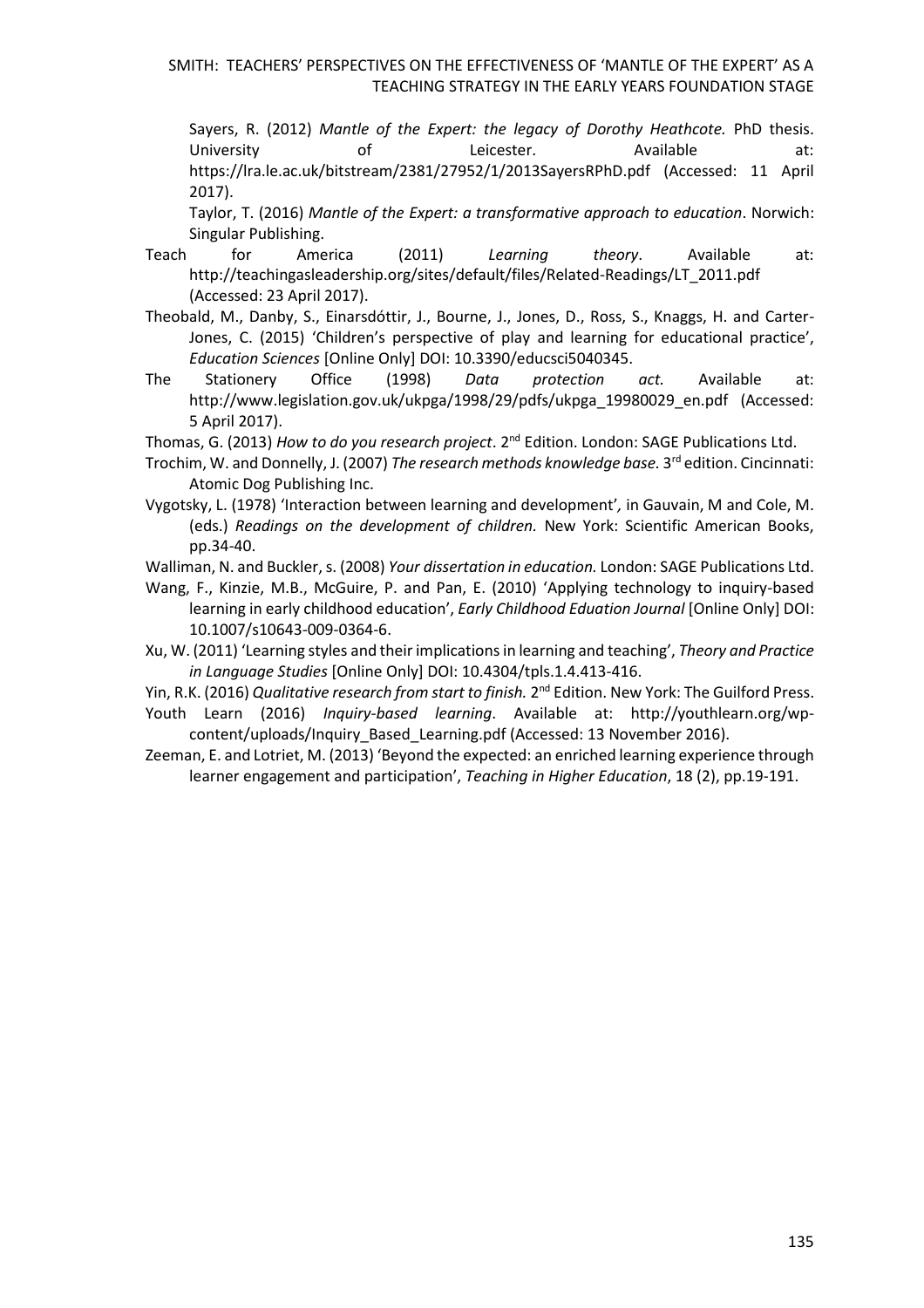Sayers, R. (2012) *Mantle of the Expert: the legacy of Dorothy Heathcote.* PhD thesis. University of Leicester. Available at: https://lra.le.ac.uk/bitstream/2381/27952/1/2013SayersRPhD.pdf (Accessed: 11 April 2017).

Taylor, T. (2016) *Mantle of the Expert: a transformative approach to education*. Norwich: Singular Publishing.

Teach for America (2011) *Learning theory*. Available at: http://teachingasleadership.org/sites/default/files/Related-Readings/LT_2011.pdf (Accessed: 23 April 2017).

Theobald, M., Danby, S., Einarsdóttir, J., Bourne, J., Jones, D., Ross, S., Knaggs, H. and Carter-Jones, C. (2015) 'Children's perspective of play and learning for educational practice', *Education Sciences* [Online Only] DOI: 10.3390/educsci5040345.

The Stationery Office (1998) *Data protection act.* Available at: http://www.legislation.gov.uk/ukpga/1998/29/pdfs/ukpga_19980029_en.pdf (Accessed: 5 April 2017).

Thomas, G. (2013) *How to do you research project*. 2nd Edition. London: SAGE Publications Ltd.

Trochim, W. and Donnelly, J. (2007) *The research methods knowledge base.* 3rd edition. Cincinnati: Atomic Dog Publishing Inc.

Vygotsky, L. (1978) 'Interaction between learning and development'*,* in Gauvain, M and Cole, M. (eds.) *Readings on the development of children.* New York: Scientific American Books, pp.34-40.

Walliman, N. and Buckler, s. (2008) *Your dissertation in education.* London: SAGE Publications Ltd.

Wang, F., Kinzie, M.B., McGuire, P. and Pan, E. (2010) 'Applying technology to inquiry-based learning in early childhood education', *Early Childhood Eduation Journal* [Online Only] DOI: 10.1007/s10643-009-0364-6.

Xu, W. (2011) 'Learning styles and their implications in learning and teaching', *Theory and Practice in Language Studies* [Online Only] DOI: 10.4304/tpls.1.4.413-416.

Yin, R.K. (2016) *Qualitative research from start to finish.* 2nd Edition. New York: The Guilford Press.

Youth Learn (2016) *Inquiry-based learning*. Available at: http://youthlearn.org/wp-content/uploads/Inquiry_Based_Learning.pdf (Accessed: 13 November 2016).

Zeeman, E. and Lotriet, M. (2013) 'Beyond the expected: an enriched learning experience through learner engagement and participation', *Teaching in Higher Education*, 18 (2), pp.19-191.